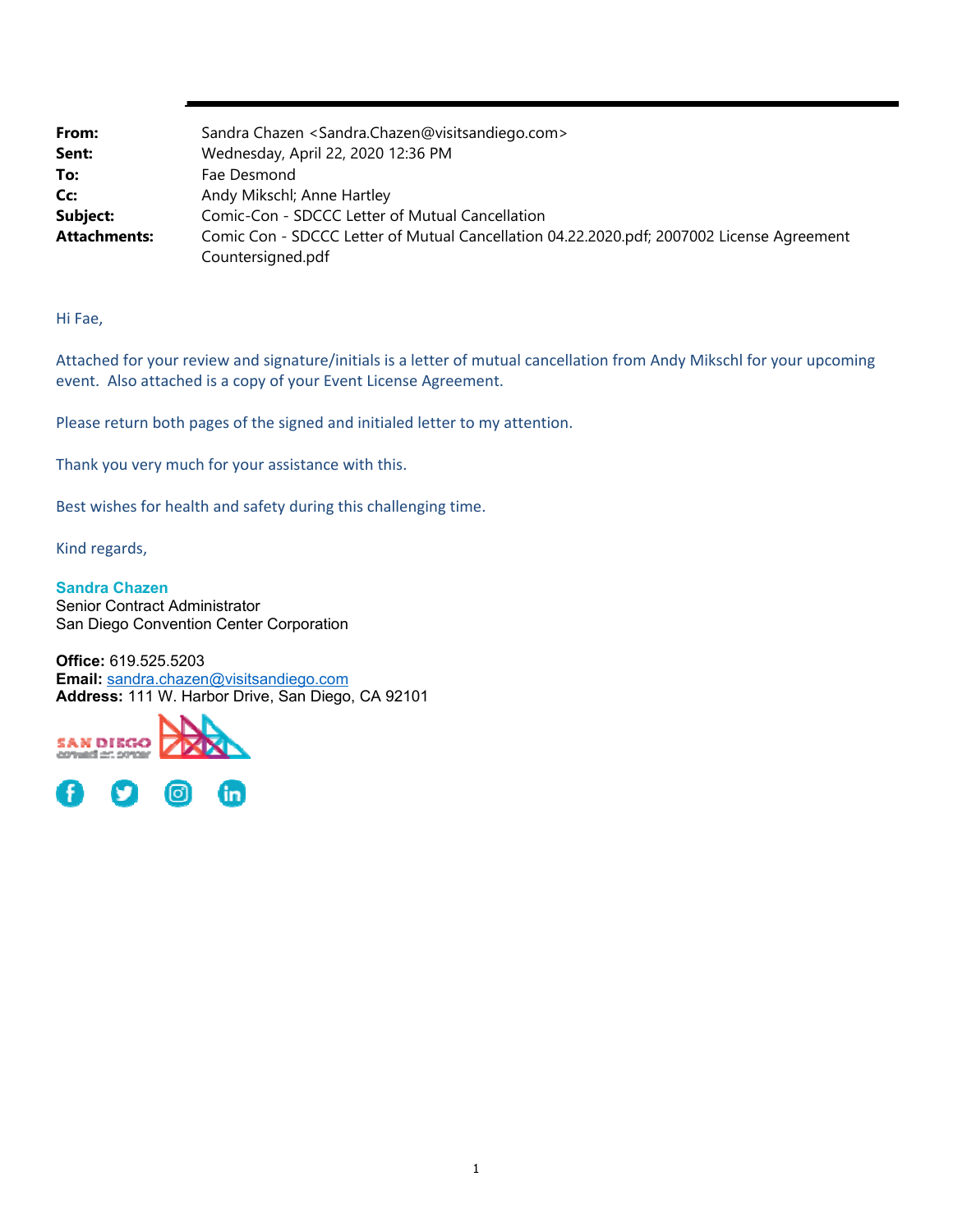**From:** Sandra Chazen <Sandra.Chazen@visitsandiego.com>
**Sent:** Wednesday, April 22, 2020 12:36 PM
**To:** Fae Desmond
**Cc:** Andy Mikschl; Anne Hartley
**Subject:** Comic-Con - SDCCC Letter of Mutual Cancellation
**Attachments:** Comic Con - SDCCC Letter of Mutual Cancellation 04.22.2020.pdf; 2007002 License Agreement Countersigned.pdf

Hi Fae,

Attached for your review and signature/initials is a letter of mutual cancellation from Andy Mikschl for your upcoming event. Also attached is a copy of your Event License Agreement.

Please return both pages of the signed and initialed letter to my attention.

Thank you very much for your assistance with this.

Best wishes for health and safety during this challenging time.

Kind regards,

**Sandra Chazen**
Senior Contract Administrator
San Diego Convention Center Corporation

**Office:** 619.525.5203
**Email:** sandra.chazen@visitsandiego.com
**Address:** 111 W. Harbor Drive, San Diego, CA 92101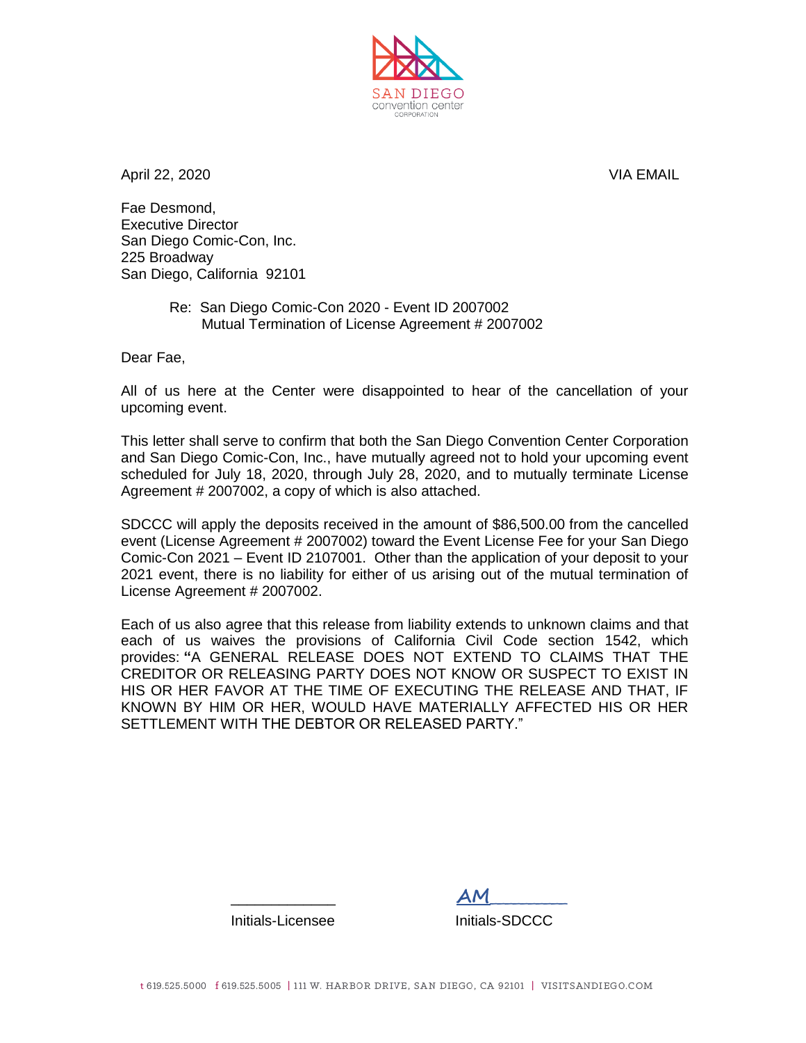SAN DIEGO
convention center
CORPORATION

April 22, 2020 VIA EMAIL

Fae Desmond,
Executive Director
San Diego Comic-Con, Inc.
225 Broadway
San Diego, California 92101

Re: San Diego Comic-Con 2020 - Event ID 2007002
Mutual Termination of License Agreement # 2007002

Dear Fae,

All of us here at the Center were disappointed to hear of the cancellation of your upcoming event.

This letter shall serve to confirm that both the San Diego Convention Center Corporation and San Diego Comic-Con, Inc., have mutually agreed not to hold your upcoming event scheduled for July 18, 2020, through July 28, 2020, and to mutually terminate License Agreement # 2007002, a copy of which is also attached.

SDCCC will apply the deposits received in the amount of $86,500.00 from the cancelled event (License Agreement # 2007002) toward the Event License Fee for your San Diego Comic-Con 2021 – Event ID 2107001. Other than the application of your deposit to your 2021 event, there is no liability for either of us arising out of the mutual termination of License Agreement # 2007002.

Each of us also agree that this release from liability extends to unknown claims and that each of us waives the provisions of California Civil Code section 1542, which provides: **"**A GENERAL RELEASE DOES NOT EXTEND TO CLAIMS THAT THE CREDITOR OR RELEASING PARTY DOES NOT KNOW OR SUSPECT TO EXIST IN HIS OR HER FAVOR AT THE TIME OF EXECUTING THE RELEASE AND THAT, IF KNOWN BY HIM OR HER, WOULD HAVE MATERIALLY AFFECTED HIS OR HER SETTLEMENT WITH THE DEBTOR OR RELEASED PARTY."

______________ Initials-Licensee

AM Initials-SDCCC

t 619.525.5000 f 619.525.5005 | 111 W. HARBOR DRIVE, SAN DIEGO, CA 92101 | VISITSANDIEGO.COM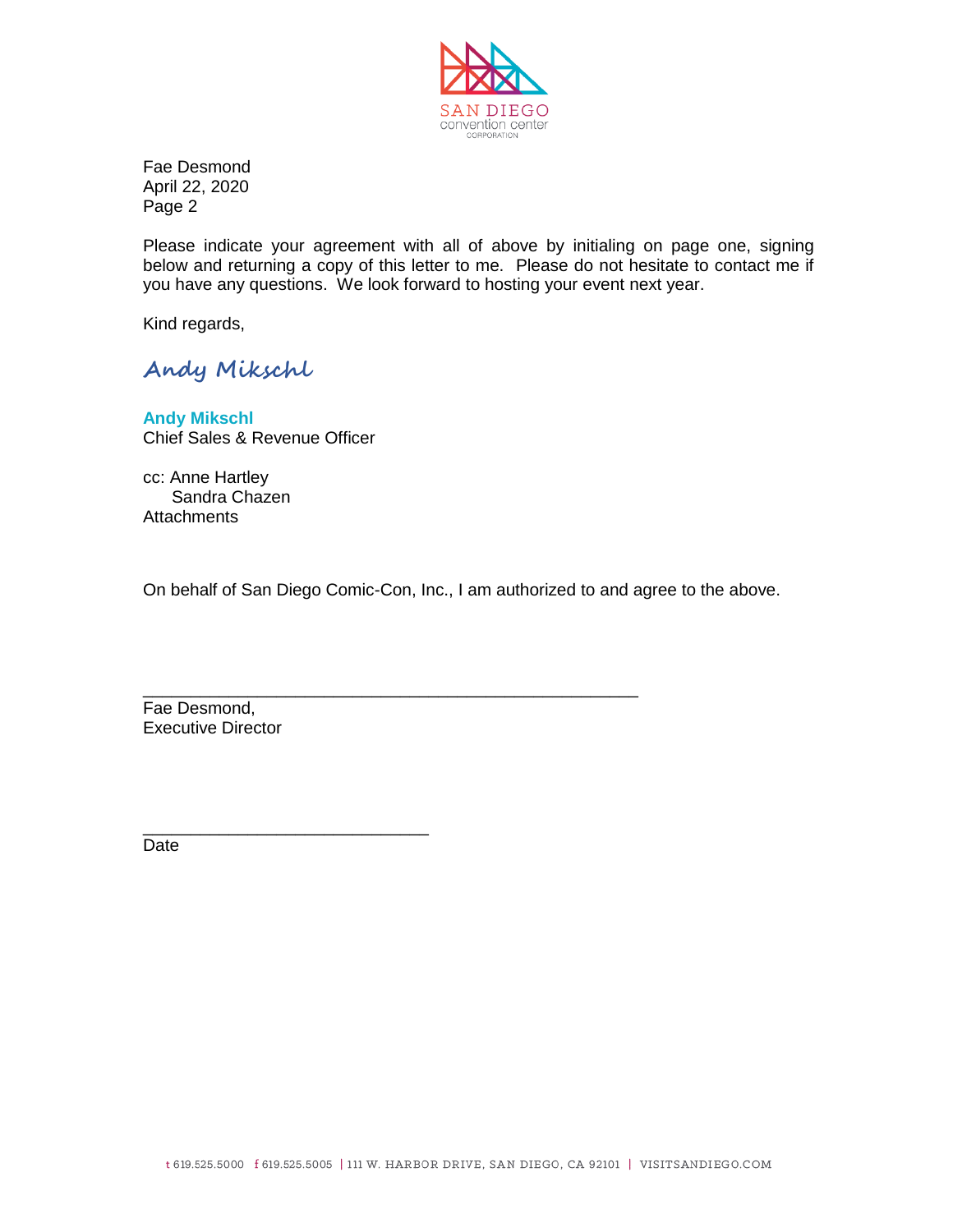Fae Desmond
April 22, 2020
Page 2

Please indicate your agreement with all of above by initialing on page one, signing below and returning a copy of this letter to me. Please do not hesitate to contact me if you have any questions. We look forward to hosting your event next year.

Kind regards,

*Andy Mikschl*

**Andy Mikschl**
Chief Sales & Revenue Officer

cc: Anne Hartley
Sandra Chazen
Attachments

On behalf of San Diego Comic-Con, Inc., I am authorized to and agree to the above.

\_\_\_\_\_\_\_\_\_\_\_\_\_\_\_\_\_\_\_\_\_\_\_\_\_\_\_\_\_\_\_\_\_\_\_\_\_\_\_\_\_\_\_\_\_\_\_\_\_\_\_\_
Fae Desmond,
Executive Director

\_\_\_\_\_\_\_\_\_\_\_\_\_\_\_\_\_\_\_\_\_\_\_\_\_\_\_\_\_\_
Date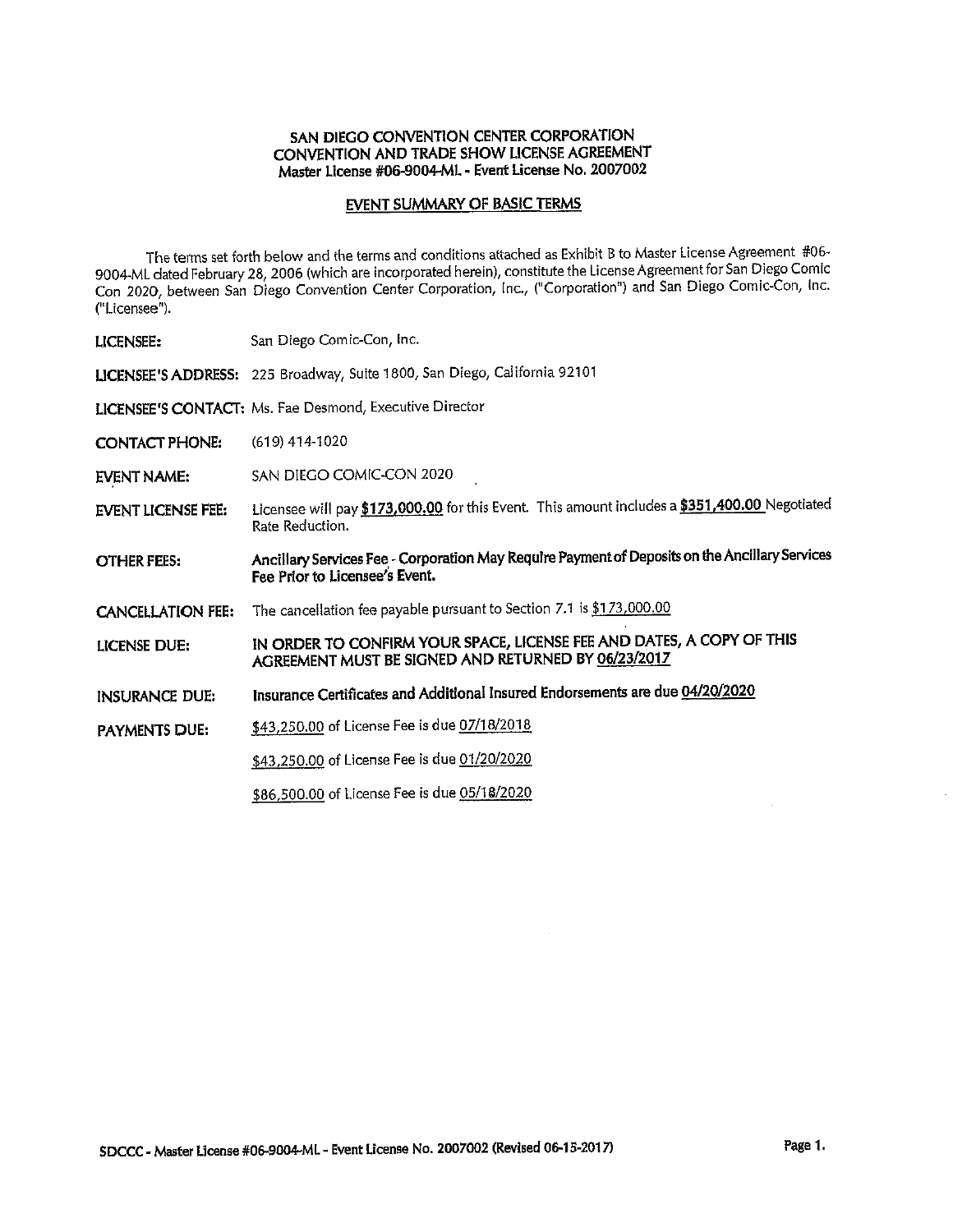# SAN DIEGO CONVENTION CENTER CORPORATION
## CONVENTION AND TRADE SHOW LICENSE AGREEMENT
### Master License #06-9004-ML - Event License No. 2007002

### EVENT SUMMARY OF BASIC TERMS

The terms set forth below and the terms and conditions attached as Exhibit B to Master License Agreement #06-9004-ML dated February 28, 2006 (which are incorporated herein), constitute the License Agreement for San Diego Comic Con 2020, between San Diego Convention Center Corporation, Inc., ("Corporation") and San Diego Comic-Con, Inc. ("Licensee").

**LICENSEE:** San Diego Comic-Con, Inc.

**LICENSEE'S ADDRESS:** 225 Broadway, Suite 1800, San Diego, California 92101

**LICENSEE'S CONTACT:** Ms. Fae Desmond, Executive Director

**CONTACT PHONE:** (619) 414-1020

**EVENT NAME:** SAN DIEGO COMIC-CON 2020

**EVENT LICENSE FEE:** Licensee will pay **$173,000.00** for this Event. This amount includes a **$351,400.00** Negotiated Rate Reduction.

**OTHER FEES:** **Ancillary Services Fee - Corporation May Require Payment of Deposits on the Ancillary Services Fee Prior to Licensee's Event.**

**CANCELLATION FEE:** The cancellation fee payable pursuant to Section 7.1 is $173,000.00

**LICENSE DUE:** **IN ORDER TO CONFIRM YOUR SPACE, LICENSE FEE AND DATES, A COPY OF THIS AGREEMENT MUST BE SIGNED AND RETURNED BY 06/23/2017**

**INSURANCE DUE:** **Insurance Certificates and Additional Insured Endorsements are due 04/20/2020**

**PAYMENTS DUE:**

$43,250.00 of License Fee is due 07/18/2018

$43,250.00 of License Fee is due 01/20/2020

$86,500.00 of License Fee is due 05/18/2020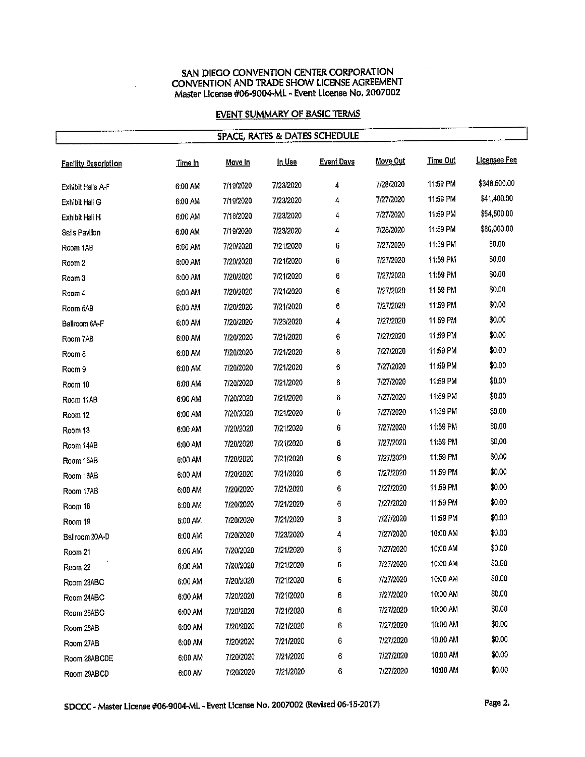# SAN DIEGO CONVENTION CENTER CORPORATION
## CONVENTION AND TRADE SHOW LICENSE AGREEMENT
### Master License #06-9004-ML - Event License No. 2007002

## EVENT SUMMARY OF BASIC TERMS

### SPACE, RATES & DATES SCHEDULE

| Facility Description | Time In | Move In | In Use | Event Days | Move Out | Time Out | Licensee Fee |
|---|---|---|---|---|---|---|---|
| Exhibit Halls A-F | 6:00 AM | 7/19/2020 | 7/23/2020 | 4 | 7/28/2020 | 11:59 PM | $348,500.00 |
| Exhibit Hall G | 6:00 AM | 7/19/2020 | 7/23/2020 | 4 | 7/27/2020 | 11:59 PM | $41,400.00 |
| Exhibit Hall H | 6:00 AM | 7/18/2020 | 7/23/2020 | 4 | 7/27/2020 | 11:59 PM | $54,500.00 |
| Sails Pavilion | 6:00 AM | 7/19/2020 | 7/23/2020 | 4 | 7/28/2020 | 11:59 PM | $80,000.00 |
| Room 1AB | 6:00 AM | 7/20/2020 | 7/21/2020 | 6 | 7/27/2020 | 11:59 PM | $0.00 |
| Room 2 | 6:00 AM | 7/20/2020 | 7/21/2020 | 6 | 7/27/2020 | 11:59 PM | $0.00 |
| Room 3 | 6:00 AM | 7/20/2020 | 7/21/2020 | 6 | 7/27/2020 | 11:59 PM | $0.00 |
| Room 4 | 6:00 AM | 7/20/2020 | 7/21/2020 | 6 | 7/27/2020 | 11:59 PM | $0.00 |
| Room 5AB | 6:00 AM | 7/20/2020 | 7/21/2020 | 6 | 7/27/2020 | 11:59 PM | $0.00 |
| Ballroom 6A-F | 6:00 AM | 7/20/2020 | 7/23/2020 | 4 | 7/27/2020 | 11:59 PM | $0.00 |
| Room 7AB | 6:00 AM | 7/20/2020 | 7/21/2020 | 6 | 7/27/2020 | 11:59 PM | $0.00 |
| Room 8 | 6:00 AM | 7/20/2020 | 7/21/2020 | 6 | 7/27/2020 | 11:59 PM | $0.00 |
| Room 9 | 6:00 AM | 7/20/2020 | 7/21/2020 | 6 | 7/27/2020 | 11:59 PM | $0.00 |
| Room 10 | 6:00 AM | 7/20/2020 | 7/21/2020 | 6 | 7/27/2020 | 11:59 PM | $0.00 |
| Room 11AB | 6:00 AM | 7/20/2020 | 7/21/2020 | 6 | 7/27/2020 | 11:59 PM | $0.00 |
| Room 12 | 6:00 AM | 7/20/2020 | 7/21/2020 | 6 | 7/27/2020 | 11:59 PM | $0.00 |
| Room 13 | 6:00 AM | 7/20/2020 | 7/21/2020 | 6 | 7/27/2020 | 11:59 PM | $0.00 |
| Room 14AB | 6:00 AM | 7/20/2020 | 7/21/2020 | 6 | 7/27/2020 | 11:59 PM | $0.00 |
| Room 15AB | 6:00 AM | 7/20/2020 | 7/21/2020 | 6 | 7/27/2020 | 11:59 PM | $0.00 |
| Room 16AB | 6:00 AM | 7/20/2020 | 7/21/2020 | 6 | 7/27/2020 | 11:59 PM | $0.00 |
| Room 17AB | 6:00 AM | 7/20/2020 | 7/21/2020 | 6 | 7/27/2020 | 11:59 PM | $0.00 |
| Room 18 | 6:00 AM | 7/20/2020 | 7/21/2020 | 6 | 7/27/2020 | 11:59 PM | $0.00 |
| Room 19 | 6:00 AM | 7/20/2020 | 7/21/2020 | 6 | 7/27/2020 | 11:59 PM | $0.00 |
| Ballroom 20A-D | 6:00 AM | 7/20/2020 | 7/23/2020 | 4 | 7/27/2020 | 10:00 AM | $0.00 |
| Room 21 | 6:00 AM | 7/20/2020 | 7/21/2020 | 6 | 7/27/2020 | 10:00 AM | $0.00 |
| Room 22 | 6:00 AM | 7/20/2020 | 7/21/2020 | 6 | 7/27/2020 | 10:00 AM | $0.00 |
| Room 23ABC | 6:00 AM | 7/20/2020 | 7/21/2020 | 6 | 7/27/2020 | 10:00 AM | $0.00 |
| Room 24ABC | 6:00 AM | 7/20/2020 | 7/21/2020 | 6 | 7/27/2020 | 10:00 AM | $0.00 |
| Room 25ABC | 6:00 AM | 7/20/2020 | 7/21/2020 | 6 | 7/27/2020 | 10:00 AM | $0.00 |
| Room 26AB | 6:00 AM | 7/20/2020 | 7/21/2020 | 6 | 7/27/2020 | 10:00 AM | $0.00 |
| Room 27AB | 6:00 AM | 7/20/2020 | 7/21/2020 | 6 | 7/27/2020 | 10:00 AM | $0.00 |
| Room 28ABCDE | 6:00 AM | 7/20/2020 | 7/21/2020 | 6 | 7/27/2020 | 10:00 AM | $0.00 |
| Room 29ABCD | 6:00 AM | 7/20/2020 | 7/21/2020 | 6 | 7/27/2020 | 10:00 AM | $0.00 |

SDCCC - Master License #06-9004-ML - Event License No. 2007002 (Revised 06-15-2017)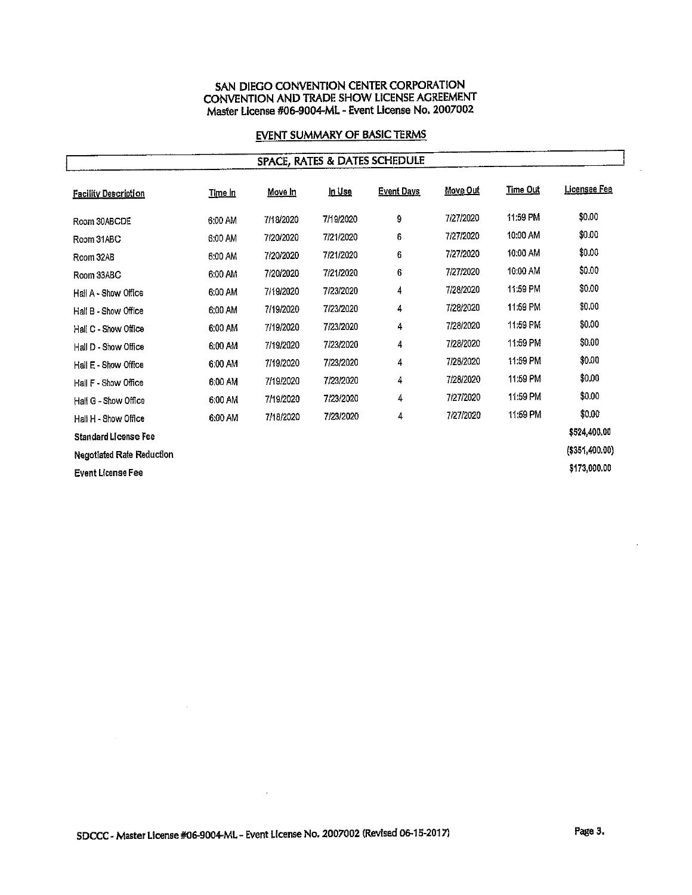# SAN DIEGO CONVENTION CENTER CORPORATION
## CONVENTION AND TRADE SHOW LICENSE AGREEMENT
### Master License #06-9004-ML - Event License No. 2007002

### EVENT SUMMARY OF BASIC TERMS

**SPACE, RATES & DATES SCHEDULE**

| Facility Description | Time In | Move In | In Use | Event Days | Move Out | Time Out | Licensee Fee |
|---|---|---|---|---|---|---|---|
| Room 30ABCDE | 6:00 AM | 7/18/2020 | 7/19/2020 | 9 | 7/27/2020 | 11:59 PM | $0.00 |
| Room 31ABC | 6:00 AM | 7/20/2020 | 7/21/2020 | 6 | 7/27/2020 | 10:00 AM | $0.00 |
| Room 32AB | 6:00 AM | 7/20/2020 | 7/21/2020 | 6 | 7/27/2020 | 10:00 AM | $0.00 |
| Room 33ABC | 6:00 AM | 7/20/2020 | 7/21/2020 | 6 | 7/27/2020 | 10:00 AM | $0.00 |
| Hall A - Show Office | 6:00 AM | 7/19/2020 | 7/23/2020 | 4 | 7/28/2020 | 11:59 PM | $0.00 |
| Hall B - Show Office | 6:00 AM | 7/19/2020 | 7/23/2020 | 4 | 7/28/2020 | 11:59 PM | $0.00 |
| Hall C - Show Office | 6:00 AM | 7/19/2020 | 7/23/2020 | 4 | 7/28/2020 | 11:59 PM | $0.00 |
| Hall D - Show Office | 6:00 AM | 7/19/2020 | 7/23/2020 | 4 | 7/28/2020 | 11:59 PM | $0.00 |
| Hall E - Show Office | 6:00 AM | 7/19/2020 | 7/23/2020 | 4 | 7/28/2020 | 11:59 PM | $0.00 |
| Hall F - Show Office | 6:00 AM | 7/19/2020 | 7/23/2020 | 4 | 7/28/2020 | 11:59 PM | $0.00 |
| Hall G - Show Office | 6:00 AM | 7/19/2020 | 7/23/2020 | 4 | 7/27/2020 | 11:59 PM | $0.00 |
| Hall H - Show Office | 6:00 AM | 7/18/2020 | 7/23/2020 | 4 | 7/27/2020 | 11:59 PM | $0.00 |
| **Standard License Fee** | | | | | | | $524,400.00 |
| **Negotiated Rate Reduction** | | | | | | | ($351,400.00) |
| **Event License Fee** | | | | | | | $173,000.00 |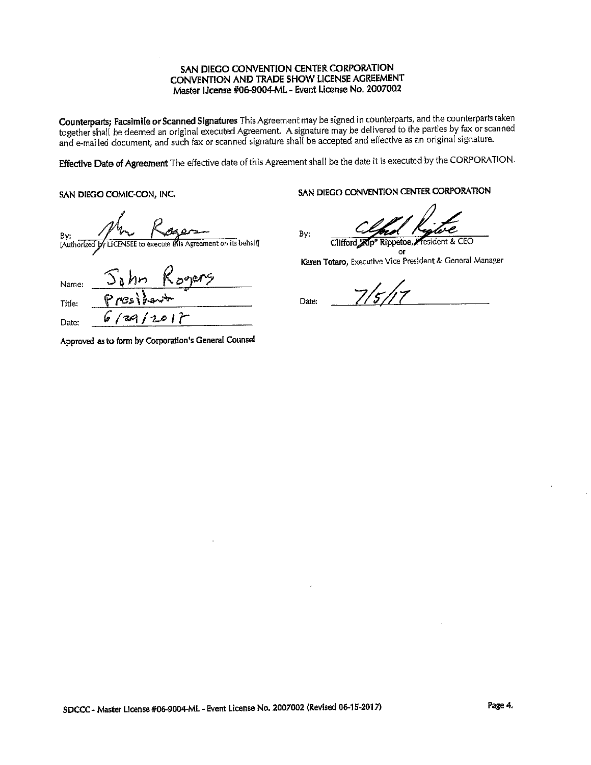# SAN DIEGO CONVENTION CENTER CORPORATION
## CONVENTION AND TRADE SHOW LICENSE AGREEMENT
### Master License #06-9004-ML - Event License No. 2007002

**Counterparts; Facsimile or Scanned Signatures** This Agreement may be signed in counterparts, and the counterparts taken together shall be deemed an original executed Agreement. A signature may be delivered to the parties by fax or scanned and e-mailed document, and such fax or scanned signature shall be accepted and effective as an original signature.

**Effective Date of Agreement** The effective date of this Agreement shall be the date it is executed by the CORPORATION.

SAN DIEGO COMIC-CON, INC.

By: John Rogers
[Authorized by LICENSEE to execute this Agreement on its behalf]

Name: John Rogers

Title: President

Date: 6/29/2017

**Approved as to form by Corporation's General Counsel**

SAN DIEGO CONVENTION CENTER CORPORATION

By: Clifford Rippetoe
**Clifford "Rip" Rippetoe**, President & CEO
or
**Karen Totaro**, Executive Vice President & General Manager

Date: 7/5/17